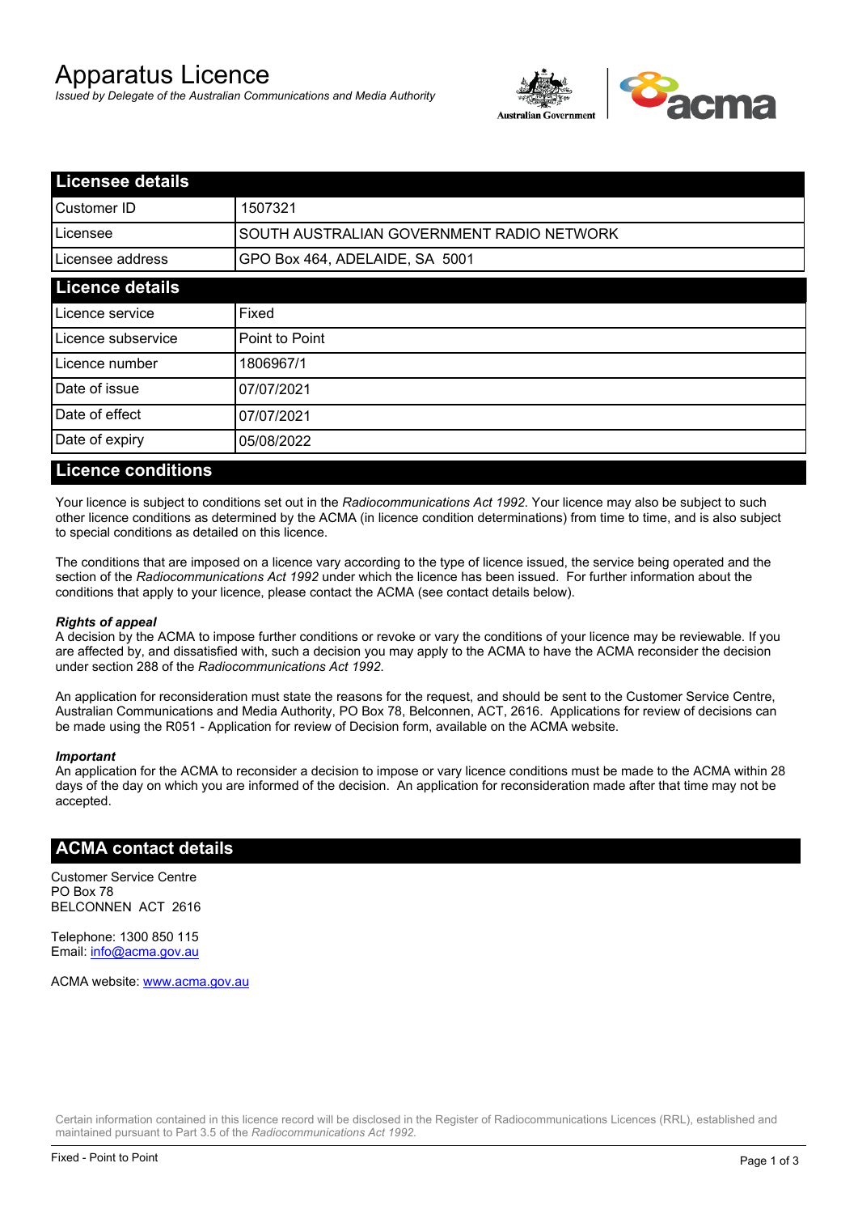# Apparatus Licence

*Issued by Delegate of the Australian Communications and Media Authority*

## Licensee details

| | |
|---|---|
| Customer ID | 1507321 |
| Licensee | SOUTH AUSTRALIAN GOVERNMENT RADIO NETWORK |
| Licensee address | GPO Box 464, ADELAIDE, SA 5001 |

## Licence details

| | |
|---|---|
| Licence service | Fixed |
| Licence subservice | Point to Point |
| Licence number | 1806967/1 |
| Date of issue | 07/07/2021 |
| Date of effect | 07/07/2021 |
| Date of expiry | 05/08/2022 |

## Licence conditions

Your licence is subject to conditions set out in the *Radiocommunications Act 1992*. Your licence may also be subject to such other licence conditions as determined by the ACMA (in licence condition determinations) from time to time, and is also subject to special conditions as detailed on this licence.

The conditions that are imposed on a licence vary according to the type of licence issued, the service being operated and the section of the *Radiocommunications Act 1992* under which the licence has been issued. For further information about the conditions that apply to your licence, please contact the ACMA (see contact details below).

***Rights of appeal***
A decision by the ACMA to impose further conditions or revoke or vary the conditions of your licence may be reviewable. If you are affected by, and dissatisfied with, such a decision you may apply to the ACMA to have the ACMA reconsider the decision under section 288 of the *Radiocommunications Act 1992*.

An application for reconsideration must state the reasons for the request, and should be sent to the Customer Service Centre, Australian Communications and Media Authority, PO Box 78, Belconnen, ACT, 2616. Applications for review of decisions can be made using the R051 - Application for review of Decision form, available on the ACMA website.

***Important***
An application for the ACMA to reconsider a decision to impose or vary licence conditions must be made to the ACMA within 28 days of the day on which you are informed of the decision. An application for reconsideration made after that time may not be accepted.

## ACMA contact details

Customer Service Centre
PO Box 78
BELCONNEN ACT 2616

Telephone: 1300 850 115
Email: info@acma.gov.au

ACMA website: www.acma.gov.au

Certain information contained in this licence record will be disclosed in the Register of Radiocommunications Licences (RRL), established and maintained pursuant to Part 3.5 of the *Radiocommunications Act 1992.*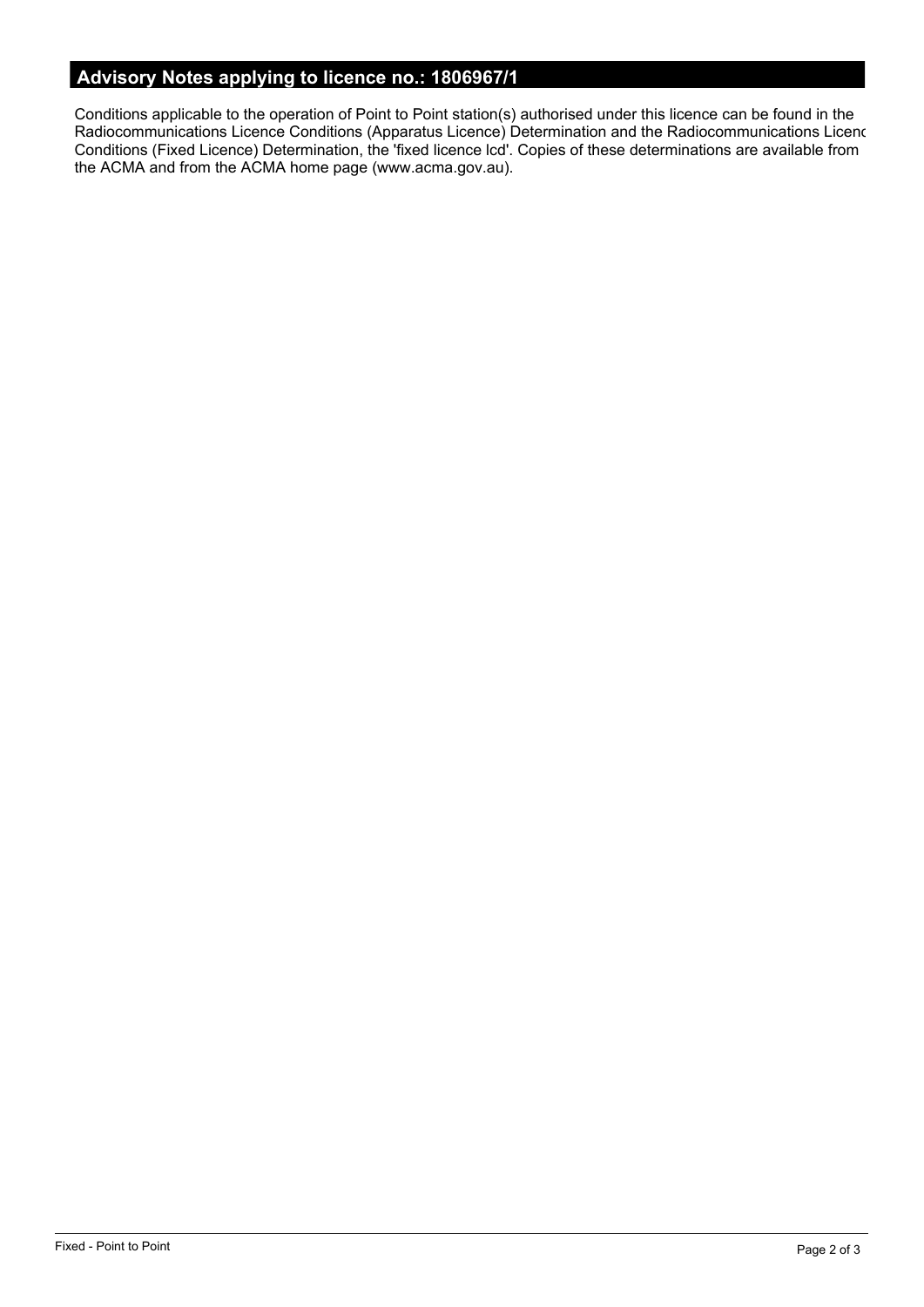## Advisory Notes applying to licence no.: 1806967/1

Conditions applicable to the operation of Point to Point station(s) authorised under this licence can be found in the Radiocommunications Licence Conditions (Apparatus Licence) Determination and the Radiocommunications Licenc Conditions (Fixed Licence) Determination, the 'fixed licence lcd'. Copies of these determinations are available from the ACMA and from the ACMA home page (www.acma.gov.au).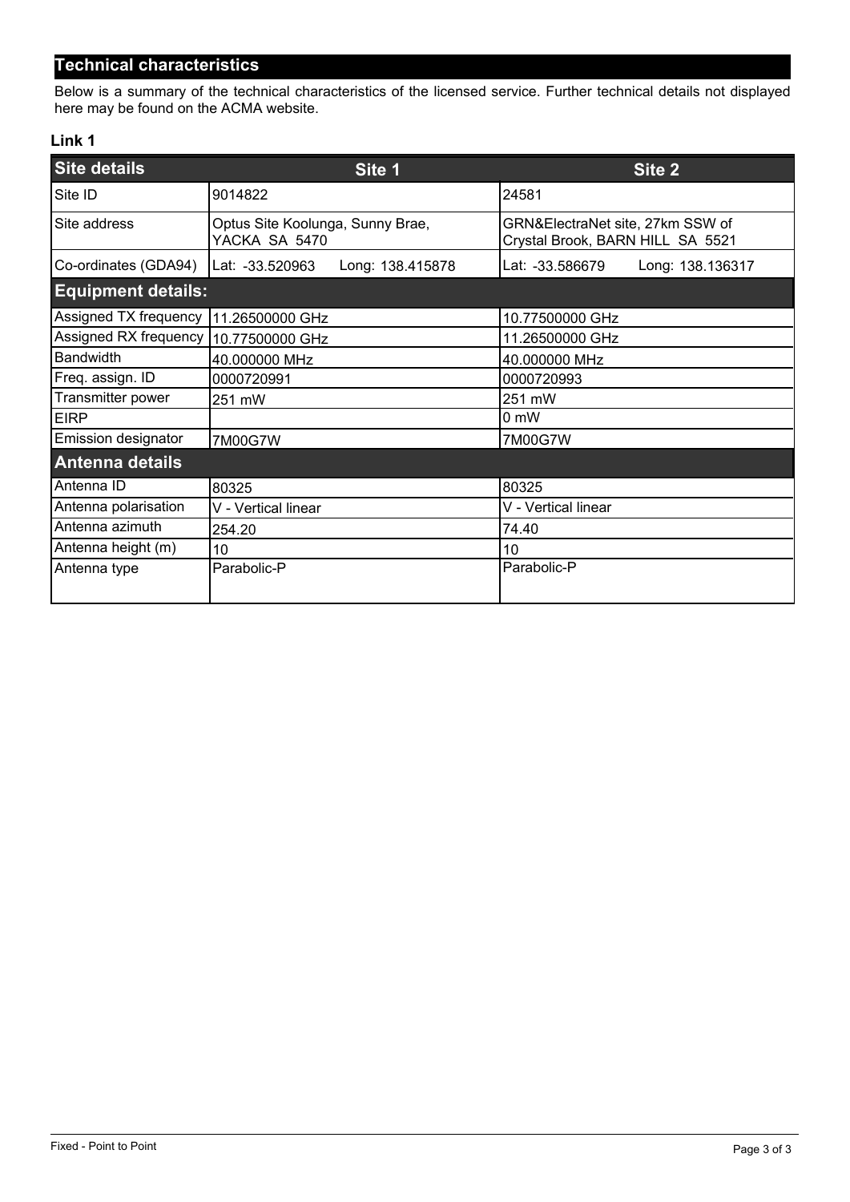## Technical characteristics

Below is a summary of the technical characteristics of the licensed service. Further technical details not displayed here may be found on the ACMA website.

**Link 1**

| Site details | Site 1 | Site 2 |
|---|---|---|
| Site ID | 9014822 | 24581 |
| Site address | Optus Site Koolunga, Sunny Brae, YACKA SA 5470 | GRN&ElectraNet site, 27km SSW of Crystal Brook, BARN HILL SA 5521 |
| Co-ordinates (GDA94) | Lat: -33.520963 Long: 138.415878 | Lat: -33.586679 Long: 138.136317 |
| **Equipment details:** | | |
| Assigned TX frequency | 11.26500000 GHz | 10.77500000 GHz |
| Assigned RX frequency | 10.77500000 GHz | 11.26500000 GHz |
| Bandwidth | 40.000000 MHz | 40.000000 MHz |
| Freq. assign. ID | 0000720991 | 0000720993 |
| Transmitter power | 251 mW | 251 mW |
| EIRP | | 0 mW |
| Emission designator | 7M00G7W | 7M00G7W |
| **Antenna details** | | |
| Antenna ID | 80325 | 80325 |
| Antenna polarisation | V - Vertical linear | V - Vertical linear |
| Antenna azimuth | 254.20 | 74.40 |
| Antenna height (m) | 10 | 10 |
| Antenna type | Parabolic-P | Parabolic-P |

Fixed - Point to Point